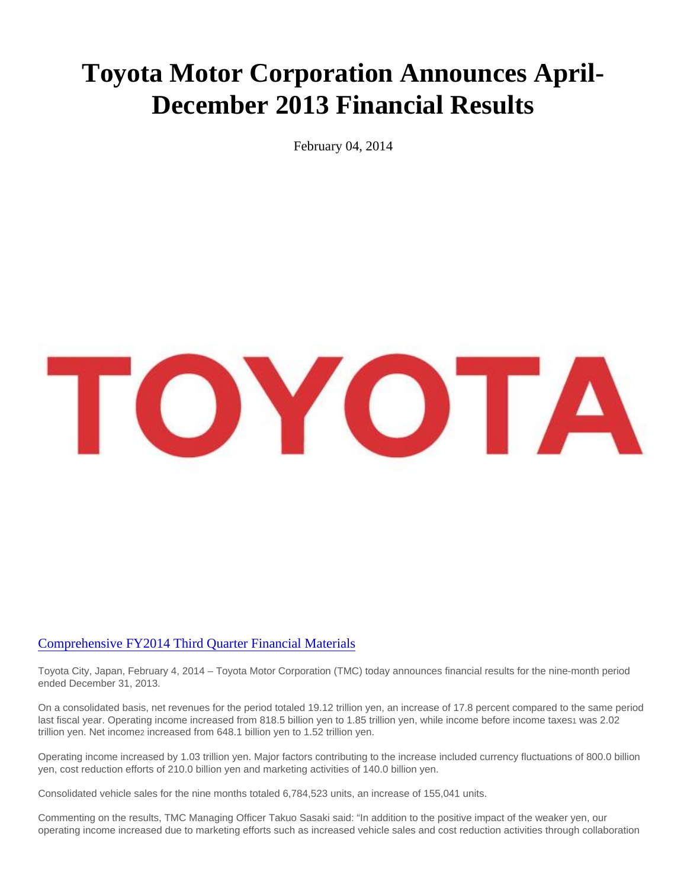# Toyota Motor Corporation Announces April-December 2013 Financial Results

February 04, 2014

TOYOTA

Comprehensive FY2014 Third Quarter Financial Materials

Toyota City, Japan, February 4, 2014 – Toyota Motor Corporation (TMC) today announces financial results for the nine-month period ended December 31, 2013.

On a consolidated basis, net revenues for the period totaled 19.12 trillion yen, an increase of 17.8 percent compared to the same period last fiscal year. Operating income increased from 818.5 billion yen to 1.85 trillion yen, while income before income taxes[1] was 2.02 trillion yen. Net income[2] increased from 648.1 billion yen to 1.52 trillion yen.

Operating income increased by 1.03 trillion yen. Major factors contributing to the increase included currency fluctuations of 800.0 billion yen, cost reduction efforts of 210.0 billion yen and marketing activities of 140.0 billion yen.

Consolidated vehicle sales for the nine months totaled 6,784,523 units, an increase of 155,041 units.

Commenting on the results, TMC Managing Officer Takuo Sasaki said: "In addition to the positive impact of the weaker yen, our operating income increased due to marketing efforts such as increased vehicle sales and cost reduction activities through collaboration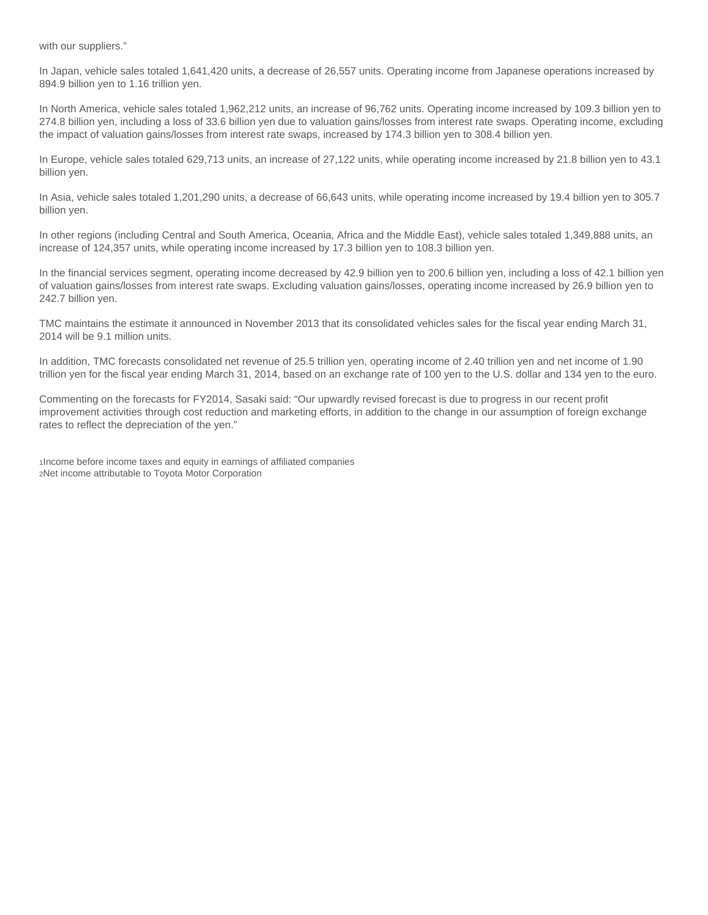with our suppliers."

In Japan, vehicle sales totaled 1,641,420 units, a decrease of 26,557 units. Operating income from Japanese operations increased by 894.9 billion yen to 1.16 trillion yen.

In North America, vehicle sales totaled 1,962,212 units, an increase of 96,762 units. Operating income increased by 109.3 billion yen to 274.8 billion yen, including a loss of 33.6 billion yen due to valuation gains/losses from interest rate swaps. Operating income, excluding the impact of valuation gains/losses from interest rate swaps, increased by 174.3 billion yen to 308.4 billion yen.

In Europe, vehicle sales totaled 629,713 units, an increase of 27,122 units, while operating income increased by 21.8 billion yen to 43.1 billion yen.

In Asia, vehicle sales totaled 1,201,290 units, a decrease of 66,643 units, while operating income increased by 19.4 billion yen to 305.7 billion yen.

In other regions (including Central and South America, Oceania, Africa and the Middle East), vehicle sales totaled 1,349,888 units, an increase of 124,357 units, while operating income increased by 17.3 billion yen to 108.3 billion yen.

In the financial services segment, operating income decreased by 42.9 billion yen to 200.6 billion yen, including a loss of 42.1 billion yen of valuation gains/losses from interest rate swaps. Excluding valuation gains/losses, operating income increased by 26.9 billion yen to 242.7 billion yen.

TMC maintains the estimate it announced in November 2013 that its consolidated vehicles sales for the fiscal year ending March 31, 2014 will be 9.1 million units.

In addition, TMC forecasts consolidated net revenue of 25.5 trillion yen, operating income of 2.40 trillion yen and net income of 1.90 trillion yen for the fiscal year ending March 31, 2014, based on an exchange rate of 100 yen to the U.S. dollar and 134 yen to the euro.

Commenting on the forecasts for FY2014, Sasaki said: "Our upwardly revised forecast is due to progress in our recent profit improvement activities through cost reduction and marketing efforts, in addition to the change in our assumption of foreign exchange rates to reflect the depreciation of the yen."

[1]Income before income taxes and equity in earnings of affiliated companies
[2]Net income attributable to Toyota Motor Corporation